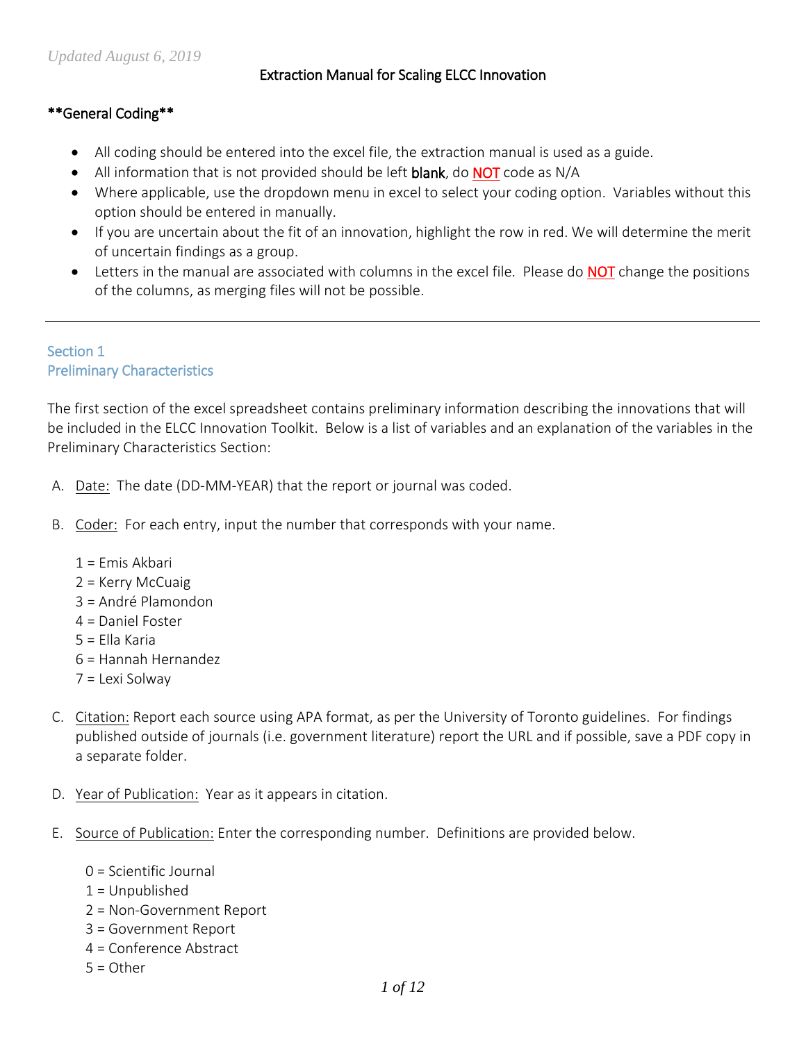*Updated August 6, 2019*

# Extraction Manual for Scaling ELCC Innovation

## **General Coding**

- All coding should be entered into the excel file, the extraction manual is used as a guide.
- All information that is not provided should be left **blank**, do <u>NOT</u> code as N/A
- Where applicable, use the dropdown menu in excel to select your coding option. Variables without this option should be entered in manually.
- If you are uncertain about the fit of an innovation, highlight the row in red. We will determine the merit of uncertain findings as a group.
- Letters in the manual are associated with columns in the excel file. Please do <u>NOT</u> change the positions of the columns, as merging files will not be possible.

---

## Section 1
## Preliminary Characteristics

The first section of the excel spreadsheet contains preliminary information describing the innovations that will be included in the ELCC Innovation Toolkit. Below is a list of variables and an explanation of the variables in the Preliminary Characteristics Section:

A. <u>Date:</u> The date (DD-MM-YEAR) that the report or journal was coded.

B. <u>Coder:</u> For each entry, input the number that corresponds with your name.

   1 = Emis Akbari
   2 = Kerry McCuaig
   3 = André Plamondon
   4 = Daniel Foster
   5 = Ella Karia
   6 = Hannah Hernandez
   7 = Lexi Solway

C. <u>Citation:</u> Report each source using APA format, as per the University of Toronto guidelines. For findings published outside of journals (i.e. government literature) report the URL and if possible, save a PDF copy in a separate folder.

D. <u>Year of Publication:</u> Year as it appears in citation.

E. <u>Source of Publication:</u> Enter the corresponding number. Definitions are provided below.

   0 = Scientific Journal
   1 = Unpublished
   2 = Non-Government Report
   3 = Government Report
   4 = Conference Abstract
   5 = Other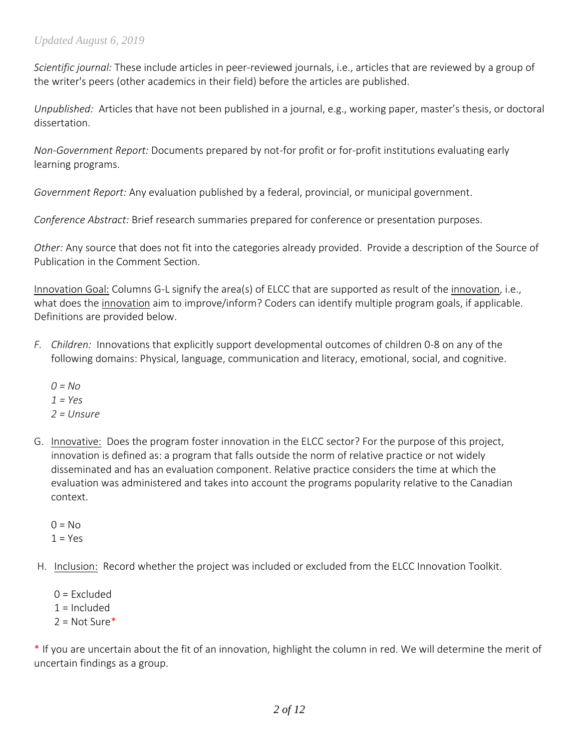*Scientific journal:* These include articles in peer-reviewed journals, i.e., articles that are reviewed by a group of the writer's peers (other academics in their field) before the articles are published.

*Unpublished:* Articles that have not been published in a journal, e.g., working paper, master's thesis, or doctoral dissertation.

*Non-Government Report:* Documents prepared by not-for profit or for-profit institutions evaluating early learning programs.

*Government Report:* Any evaluation published by a federal, provincial, or municipal government.

*Conference Abstract:* Brief research summaries prepared for conference or presentation purposes.

*Other:* Any source that does not fit into the categories already provided. Provide a description of the Source of Publication in the Comment Section.

<u>Innovation Goal:</u> Columns G-L signify the area(s) of ELCC that are supported as result of the <u>innovation</u>, i.e., what does the <u>innovation</u> aim to improve/inform? Coders can identify multiple program goals, if applicable. Definitions are provided below.

F. *Children:* Innovations that explicitly support developmental outcomes of children 0-8 on any of the following domains: Physical, language, communication and literacy, emotional, social, and cognitive.

   *0 = No*
   *1 = Yes*
   *2 = Unsure*

G. <u>Innovative:</u> Does the program foster innovation in the ELCC sector? For the purpose of this project, innovation is defined as: a program that falls outside the norm of relative practice or not widely disseminated and has an evaluation component. Relative practice considers the time at which the evaluation was administered and takes into account the programs popularity relative to the Canadian context.

   0 = No
   1 = Yes

H. <u>Inclusion:</u> Record whether the project was included or excluded from the ELCC Innovation Toolkit.

   0 = Excluded
   1 = Included
   2 = Not Sure*

* If you are uncertain about the fit of an innovation, highlight the column in red. We will determine the merit of uncertain findings as a group.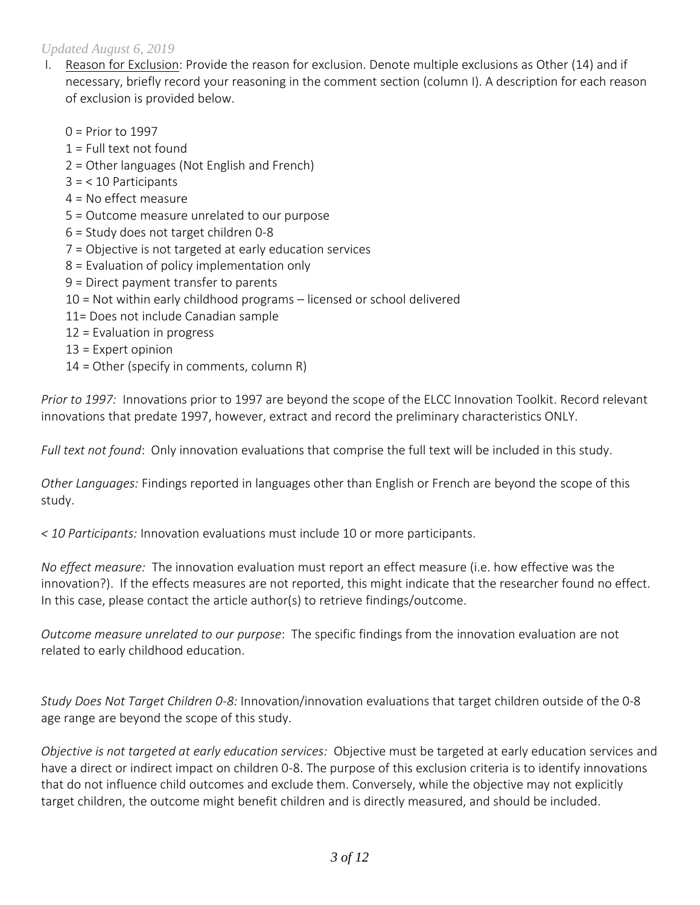*Updated August 6, 2019*

I. Reason for Exclusion: Provide the reason for exclusion. Denote multiple exclusions as Other (14) and if necessary, briefly record your reasoning in the comment section (column I). A description for each reason of exclusion is provided below.

   0 = Prior to 1997
   1 = Full text not found
   2 = Other languages (Not English and French)
   3 = < 10 Participants
   4 = No effect measure
   5 = Outcome measure unrelated to our purpose
   6 = Study does not target children 0-8
   7 = Objective is not targeted at early education services
   8 = Evaluation of policy implementation only
   9 = Direct payment transfer to parents
   10 = Not within early childhood programs – licensed or school delivered
   11= Does not include Canadian sample
   12 = Evaluation in progress
   13 = Expert opinion
   14 = Other (specify in comments, column R)

*Prior to 1997:* Innovations prior to 1997 are beyond the scope of the ELCC Innovation Toolkit. Record relevant innovations that predate 1997, however, extract and record the preliminary characteristics ONLY.

*Full text not found*: Only innovation evaluations that comprise the full text will be included in this study.

*Other Languages:* Findings reported in languages other than English or French are beyond the scope of this study.

*< 10 Participants:* Innovation evaluations must include 10 or more participants.

*No effect measure:* The innovation evaluation must report an effect measure (i.e. how effective was the innovation?). If the effects measures are not reported, this might indicate that the researcher found no effect. In this case, please contact the article author(s) to retrieve findings/outcome.

*Outcome measure unrelated to our purpose*: The specific findings from the innovation evaluation are not related to early childhood education.

*Study Does Not Target Children 0-8:* Innovation/innovation evaluations that target children outside of the 0-8 age range are beyond the scope of this study.

*Objective is not targeted at early education services:* Objective must be targeted at early education services and have a direct or indirect impact on children 0-8. The purpose of this exclusion criteria is to identify innovations that do not influence child outcomes and exclude them. Conversely, while the objective may not explicitly target children, the outcome might benefit children and is directly measured, and should be included.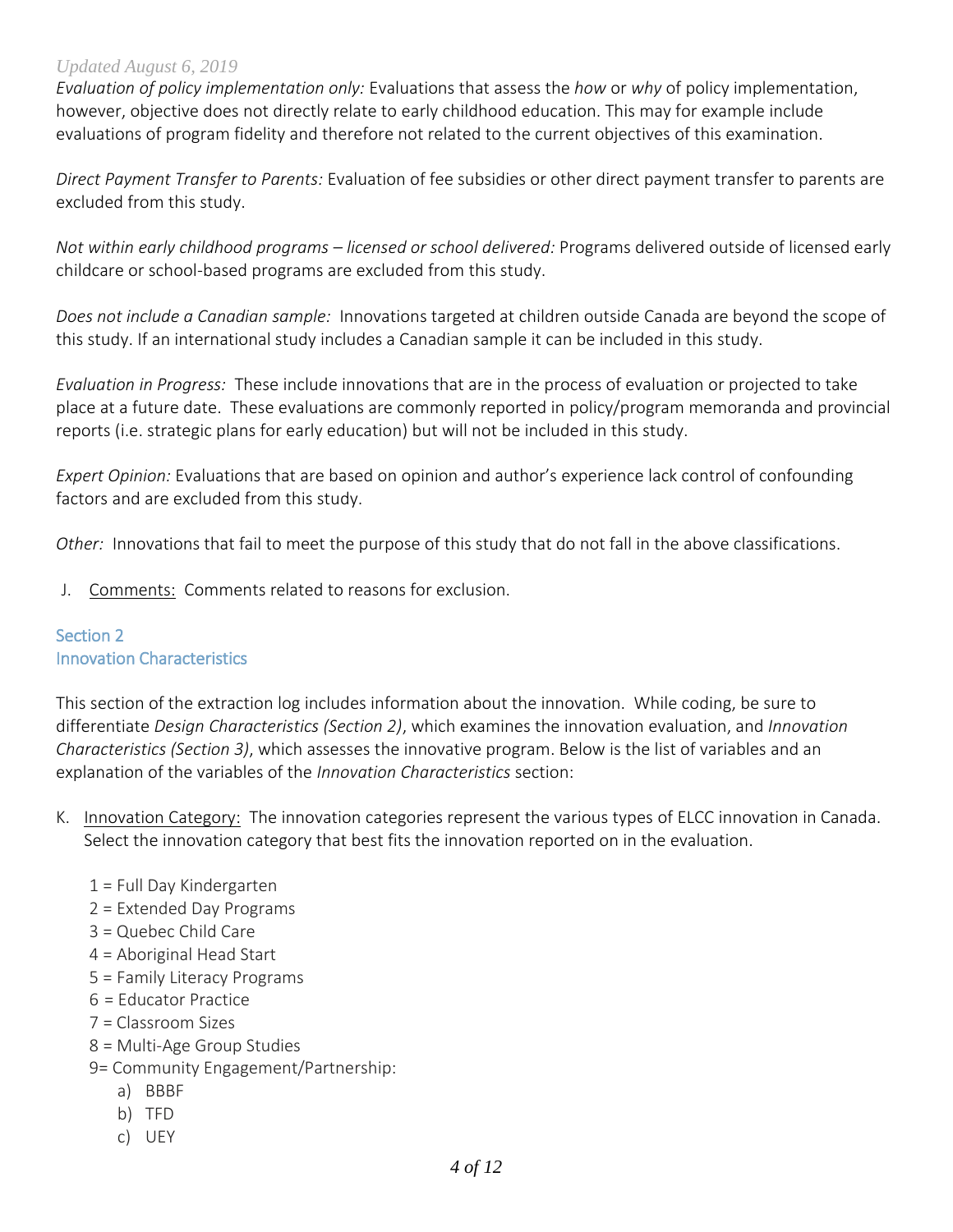*Evaluation of policy implementation only:* Evaluations that assess the *how* or *why* of policy implementation, however, objective does not directly relate to early childhood education. This may for example include evaluations of program fidelity and therefore not related to the current objectives of this examination.

*Direct Payment Transfer to Parents:* Evaluation of fee subsidies or other direct payment transfer to parents are excluded from this study.

*Not within early childhood programs – licensed or school delivered:* Programs delivered outside of licensed early childcare or school-based programs are excluded from this study.

*Does not include a Canadian sample:* Innovations targeted at children outside Canada are beyond the scope of this study. If an international study includes a Canadian sample it can be included in this study.

*Evaluation in Progress:* These include innovations that are in the process of evaluation or projected to take place at a future date. These evaluations are commonly reported in policy/program memoranda and provincial reports (i.e. strategic plans for early education) but will not be included in this study.

*Expert Opinion:* Evaluations that are based on opinion and author's experience lack control of confounding factors and are excluded from this study.

*Other:* Innovations that fail to meet the purpose of this study that do not fall in the above classifications.

J. Comments: Comments related to reasons for exclusion.

## Section 2
## Innovation Characteristics

This section of the extraction log includes information about the innovation. While coding, be sure to differentiate *Design Characteristics (Section 2)*, which examines the innovation evaluation, and *Innovation Characteristics (Section 3)*, which assesses the innovative program. Below is the list of variables and an explanation of the variables of the *Innovation Characteristics* section:

K. Innovation Category: The innovation categories represent the various types of ELCC innovation in Canada. Select the innovation category that best fits the innovation reported on in the evaluation.

   1 = Full Day Kindergarten
   2 = Extended Day Programs
   3 = Quebec Child Care
   4 = Aboriginal Head Start
   5 = Family Literacy Programs
   6 = Educator Practice
   7 = Classroom Sizes
   8 = Multi-Age Group Studies
   9= Community Engagement/Partnership:
      a) BBBF
      b) TFD
      c) UEY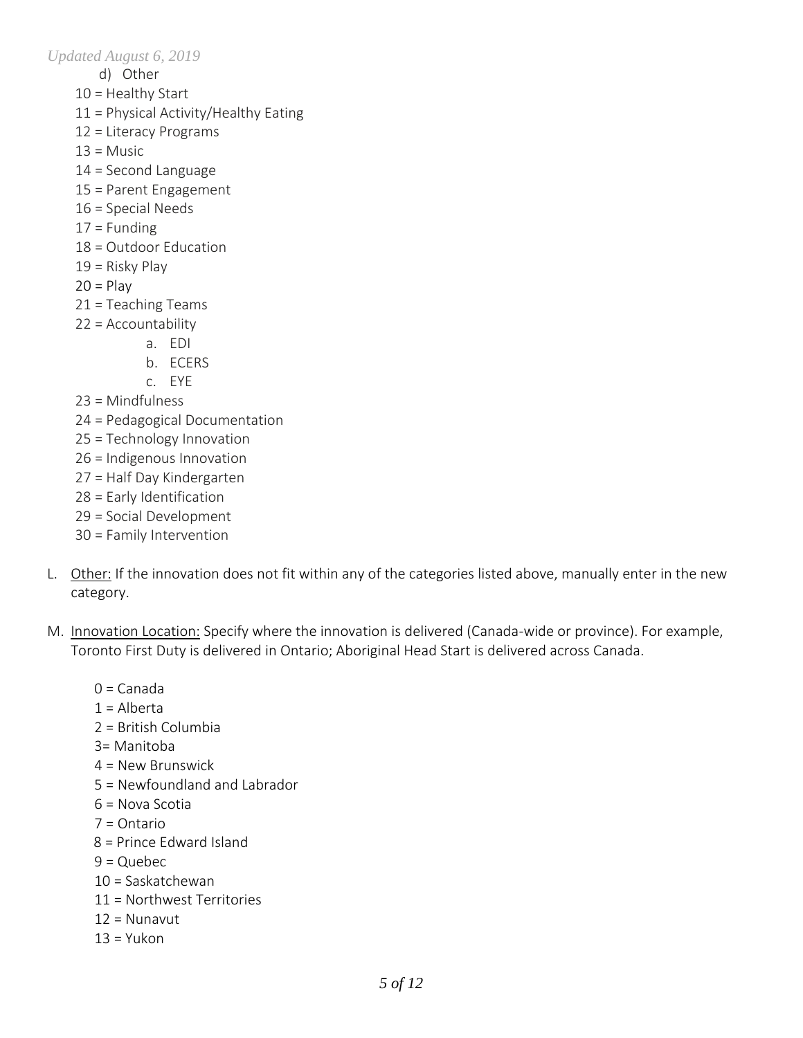d) Other

10 = Healthy Start
11 = Physical Activity/Healthy Eating
12 = Literacy Programs
13 = Music
14 = Second Language
15 = Parent Engagement
16 = Special Needs
17 = Funding
18 = Outdoor Education
19 = Risky Play
20 = Play
21 = Teaching Teams
22 = Accountability

a. EDI
b. ECERS
c. EYE

23 = Mindfulness
24 = Pedagogical Documentation
25 = Technology Innovation
26 = Indigenous Innovation
27 = Half Day Kindergarten
28 = Early Identification
29 = Social Development
30 = Family Intervention

L. Other: If the innovation does not fit within any of the categories listed above, manually enter in the new category.

M. Innovation Location: Specify where the innovation is delivered (Canada-wide or province). For example, Toronto First Duty is delivered in Ontario; Aboriginal Head Start is delivered across Canada.

0 = Canada
1 = Alberta
2 = British Columbia
3= Manitoba
4 = New Brunswick
5 = Newfoundland and Labrador
6 = Nova Scotia
7 = Ontario
8 = Prince Edward Island
9 = Quebec
10 = Saskatchewan
11 = Northwest Territories
12 = Nunavut
13 = Yukon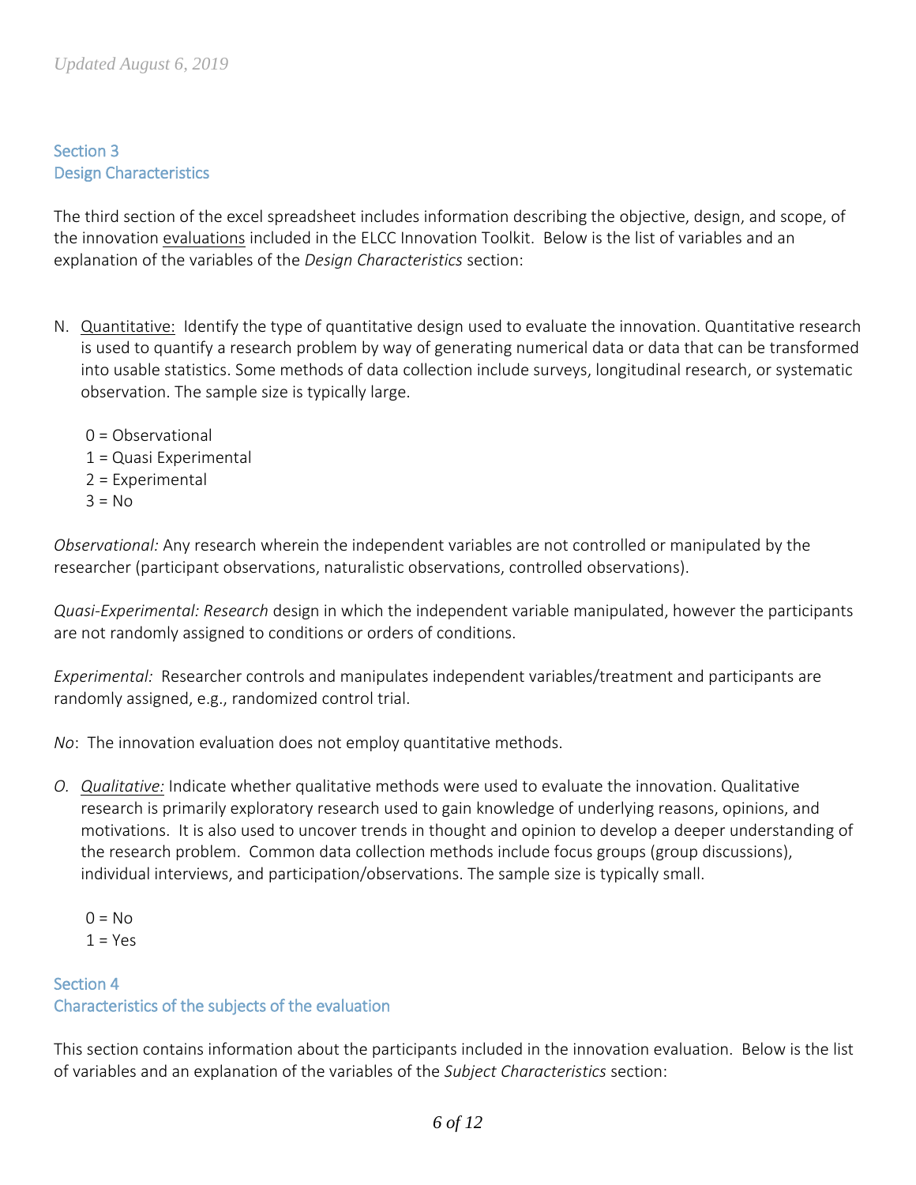## Section 3
## Design Characteristics

The third section of the excel spreadsheet includes information describing the objective, design, and scope, of the innovation evaluations included in the ELCC Innovation Toolkit. Below is the list of variables and an explanation of the variables of the *Design Characteristics* section:

N. Quantitative: Identify the type of quantitative design used to evaluate the innovation. Quantitative research is used to quantify a research problem by way of generating numerical data or data that can be transformed into usable statistics. Some methods of data collection include surveys, longitudinal research, or systematic observation. The sample size is typically large.

   0 = Observational
   1 = Quasi Experimental
   2 = Experimental
   3 = No

*Observational:* Any research wherein the independent variables are not controlled or manipulated by the researcher (participant observations, naturalistic observations, controlled observations).

*Quasi-Experimental: Research* design in which the independent variable manipulated, however the participants are not randomly assigned to conditions or orders of conditions.

*Experimental:* Researcher controls and manipulates independent variables/treatment and participants are randomly assigned, e.g., randomized control trial.

*No*: The innovation evaluation does not employ quantitative methods.

*O. Qualitative:* Indicate whether qualitative methods were used to evaluate the innovation. Qualitative research is primarily exploratory research used to gain knowledge of underlying reasons, opinions, and motivations. It is also used to uncover trends in thought and opinion to develop a deeper understanding of the research problem. Common data collection methods include focus groups (group discussions), individual interviews, and participation/observations. The sample size is typically small.

   0 = No
   1 = Yes

## Section 4
## Characteristics of the subjects of the evaluation

This section contains information about the participants included in the innovation evaluation. Below is the list of variables and an explanation of the variables of the *Subject Characteristics* section: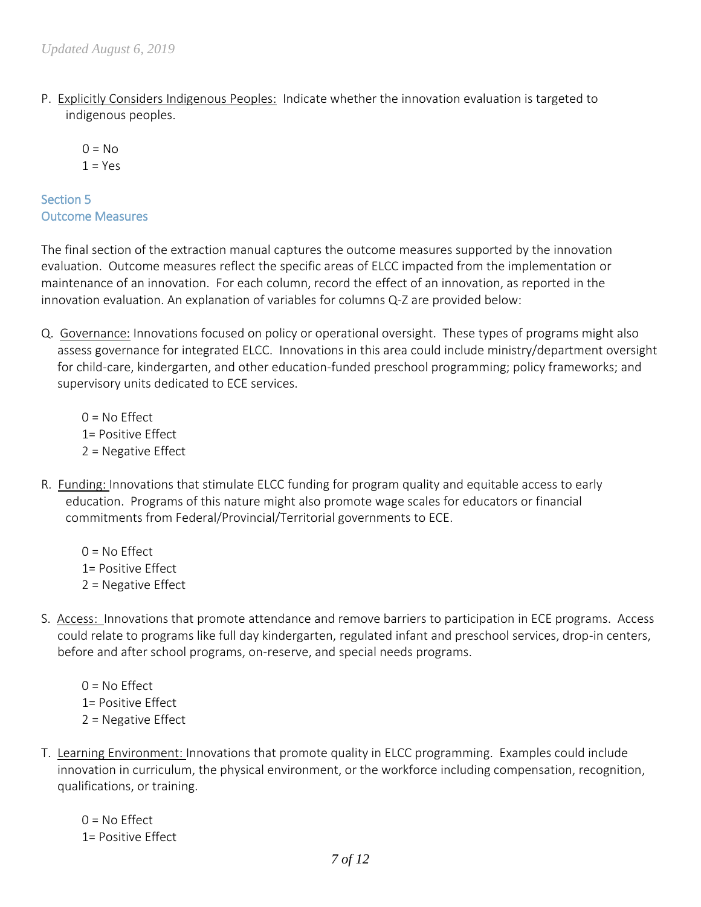P. Explicitly Considers Indigenous Peoples: Indicate whether the innovation evaluation is targeted to indigenous peoples.

0 = No
1 = Yes

## Section 5
## Outcome Measures

The final section of the extraction manual captures the outcome measures supported by the innovation evaluation. Outcome measures reflect the specific areas of ELCC impacted from the implementation or maintenance of an innovation. For each column, record the effect of an innovation, as reported in the innovation evaluation. An explanation of variables for columns Q-Z are provided below:

Q. Governance: Innovations focused on policy or operational oversight. These types of programs might also assess governance for integrated ELCC. Innovations in this area could include ministry/department oversight for child-care, kindergarten, and other education-funded preschool programming; policy frameworks; and supervisory units dedicated to ECE services.

0 = No Effect
1= Positive Effect
2 = Negative Effect

R. Funding: Innovations that stimulate ELCC funding for program quality and equitable access to early education. Programs of this nature might also promote wage scales for educators or financial commitments from Federal/Provincial/Territorial governments to ECE.

0 = No Effect
1= Positive Effect
2 = Negative Effect

S. Access: Innovations that promote attendance and remove barriers to participation in ECE programs. Access could relate to programs like full day kindergarten, regulated infant and preschool services, drop-in centers, before and after school programs, on-reserve, and special needs programs.

0 = No Effect
1= Positive Effect
2 = Negative Effect

T. Learning Environment: Innovations that promote quality in ELCC programming. Examples could include innovation in curriculum, the physical environment, or the workforce including compensation, recognition, qualifications, or training.

0 = No Effect
1= Positive Effect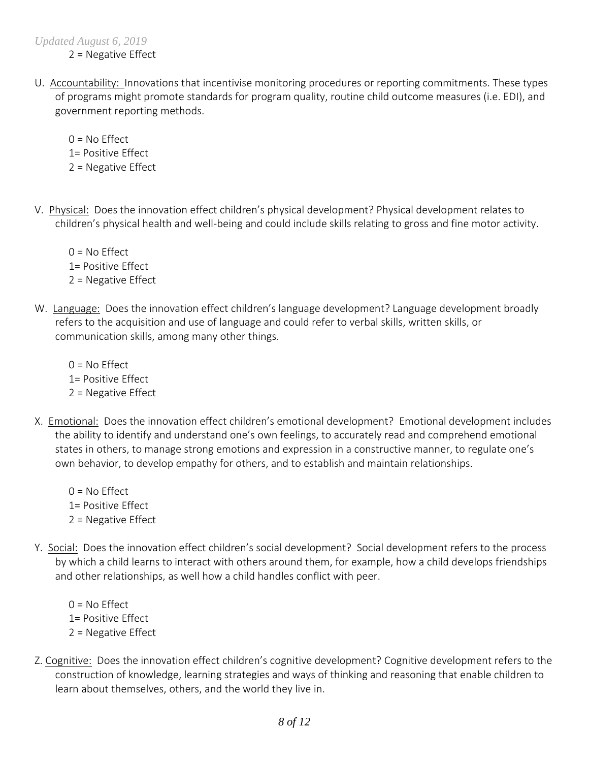2 = Negative Effect

U. Accountability: Innovations that incentivise monitoring procedures or reporting commitments. These types of programs might promote standards for program quality, routine child outcome measures (i.e. EDI), and government reporting methods.

0 = No Effect
1= Positive Effect
2 = Negative Effect

V. Physical: Does the innovation effect children's physical development? Physical development relates to children's physical health and well-being and could include skills relating to gross and fine motor activity.

0 = No Effect
1= Positive Effect
2 = Negative Effect

W. Language: Does the innovation effect children's language development? Language development broadly refers to the acquisition and use of language and could refer to verbal skills, written skills, or communication skills, among many other things.

0 = No Effect
1= Positive Effect
2 = Negative Effect

X. Emotional: Does the innovation effect children's emotional development? Emotional development includes the ability to identify and understand one's own feelings, to accurately read and comprehend emotional states in others, to manage strong emotions and expression in a constructive manner, to regulate one's own behavior, to develop empathy for others, and to establish and maintain relationships.

0 = No Effect
1= Positive Effect
2 = Negative Effect

Y. Social: Does the innovation effect children's social development? Social development refers to the process by which a child learns to interact with others around them, for example, how a child develops friendships and other relationships, as well how a child handles conflict with peer.

0 = No Effect
1= Positive Effect
2 = Negative Effect

Z. Cognitive: Does the innovation effect children's cognitive development? Cognitive development refers to the construction of knowledge, learning strategies and ways of thinking and reasoning that enable children to learn about themselves, others, and the world they live in.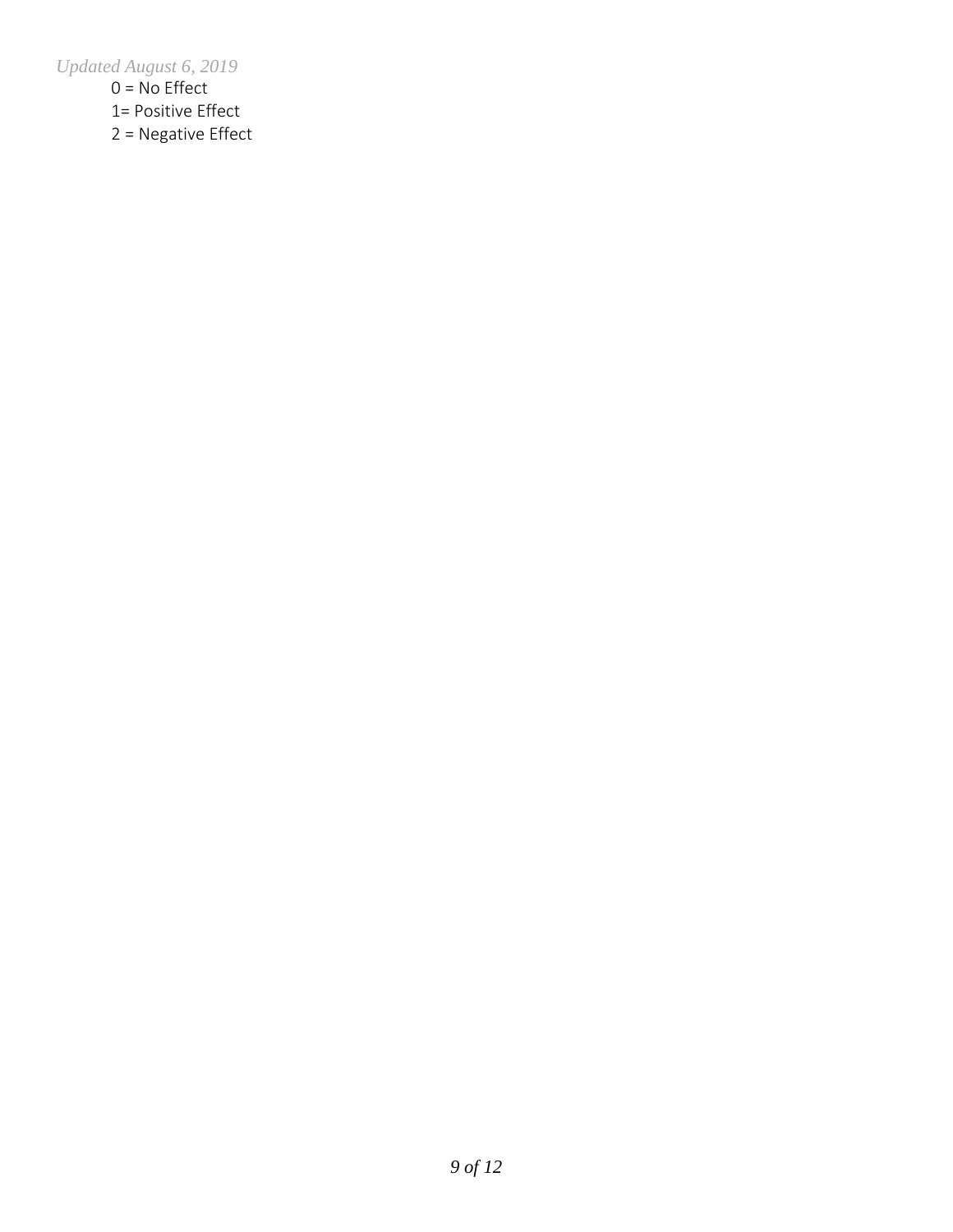0 = No Effect

1= Positive Effect

2 = Negative Effect